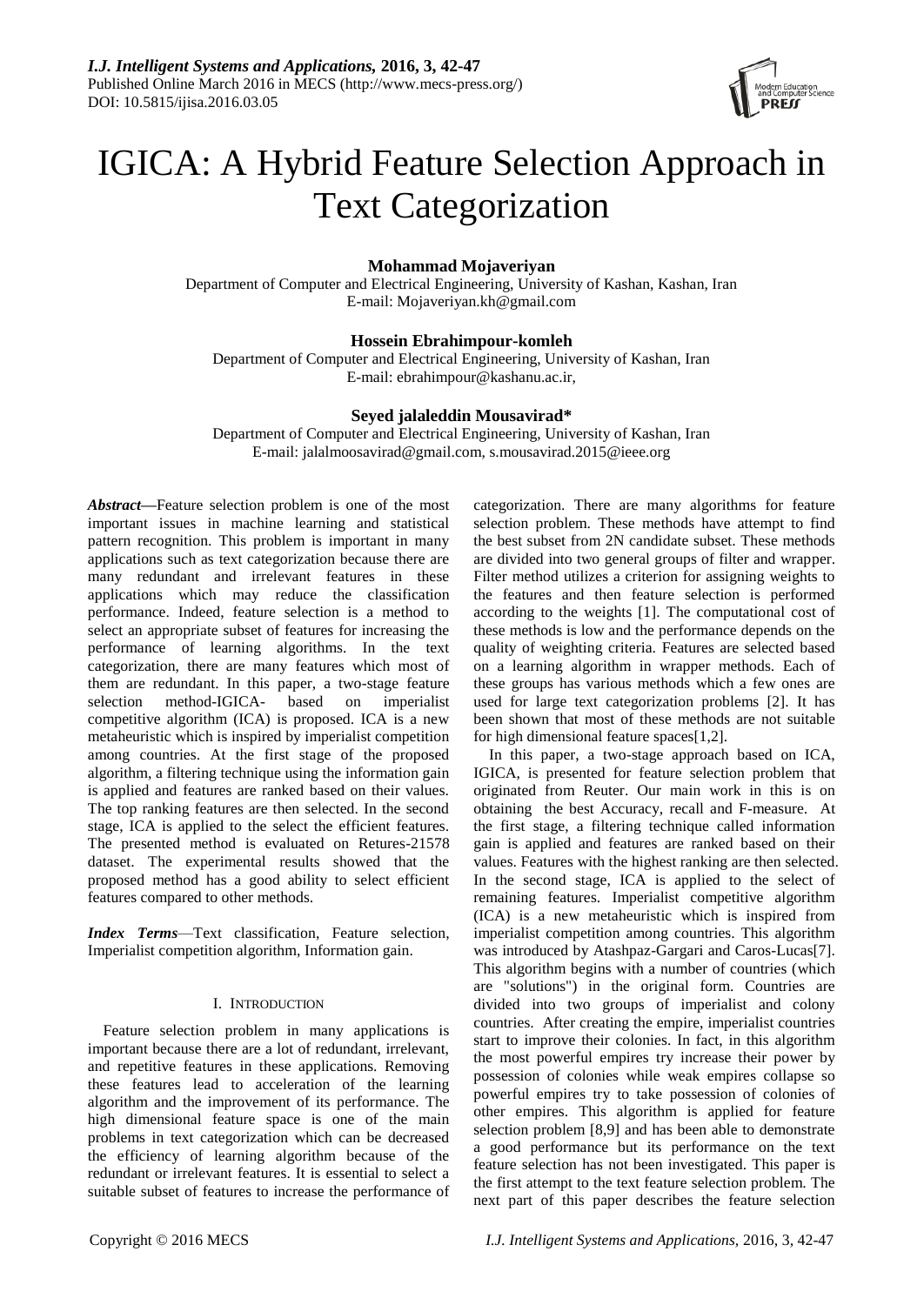# IGICA: A Hybrid Feature Selection Approach in Text Categorization

**Mohammad Mojaveriyan**
Department of Computer and Electrical Engineering, University of Kashan, Kashan, Iran
E-mail: Mojaveriyan.kh@gmail.com

**Hossein Ebrahimpour-komleh**
Department of Computer and Electrical Engineering, University of Kashan, Iran
E-mail: ebrahimpour@kashanu.ac.ir,

**Seyed jalaleddin Mousavirad***
Department of Computer and Electrical Engineering, University of Kashan, Iran
E-mail: jalalmoosavirad@gmail.com, s.mousavirad.2015@ieee.org

***Abstract*—**Feature selection problem is one of the most important issues in machine learning and statistical pattern recognition. This problem is important in many applications such as text categorization because there are many redundant and irrelevant features in these applications which may reduce the classification performance. Indeed, feature selection is a method to select an appropriate subset of features for increasing the performance of learning algorithms. In the text categorization, there are many features which most of them are redundant. In this paper, a two-stage feature selection method-IGICA- based on imperialist competitive algorithm (ICA) is proposed. ICA is a new metaheuristic which is inspired by imperialist competition among countries. At the first stage of the proposed algorithm, a filtering technique using the information gain is applied and features are ranked based on their values. The top ranking features are then selected. In the second stage, ICA is applied to the select the efficient features. The presented method is evaluated on Retures-21578 dataset. The experimental results showed that the proposed method has a good ability to select efficient features compared to other methods.

***Index Terms*—**Text classification, Feature selection, Imperialist competition algorithm, Information gain.

## I. Introduction

Feature selection problem in many applications is important because there are a lot of redundant, irrelevant, and repetitive features in these applications. Removing these features lead to acceleration of the learning algorithm and the improvement of its performance. The high dimensional feature space is one of the main problems in text categorization which can be decreased the efficiency of learning algorithm because of the redundant or irrelevant features. It is essential to select a suitable subset of features to increase the performance of categorization. There are many algorithms for feature selection problem. These methods have attempt to find the best subset from 2N candidate subset. These methods are divided into two general groups of filter and wrapper. Filter method utilizes a criterion for assigning weights to the features and then feature selection is performed according to the weights [1]. The computational cost of these methods is low and the performance depends on the quality of weighting criteria. Features are selected based on a learning algorithm in wrapper methods. Each of these groups has various methods which a few ones are used for large text categorization problems [2]. It has been shown that most of these methods are not suitable for high dimensional feature spaces[1,2].

In this paper, a two-stage approach based on ICA, IGICA, is presented for feature selection problem that originated from Reuter. Our main work in this is on obtaining the best Accuracy, recall and F-measure. At the first stage, a filtering technique called information gain is applied and features are ranked based on their values. Features with the highest ranking are then selected. In the second stage, ICA is applied to the select of remaining features. Imperialist competitive algorithm (ICA) is a new metaheuristic which is inspired from imperialist competition among countries. This algorithm was introduced by Atashpaz-Gargari and Caros-Lucas[7]. This algorithm begins with a number of countries (which are "solutions") in the original form. Countries are divided into two groups of imperialist and colony countries. After creating the empire, imperialist countries start to improve their colonies. In fact, in this algorithm the most powerful empires try increase their power by possession of colonies while weak empires collapse so powerful empires try to take possession of colonies of other empires. This algorithm is applied for feature selection problem [8,9] and has been able to demonstrate a good performance but its performance on the text feature selection has not been investigated. This paper is the first attempt to the text feature selection problem. The next part of this paper describes the feature selection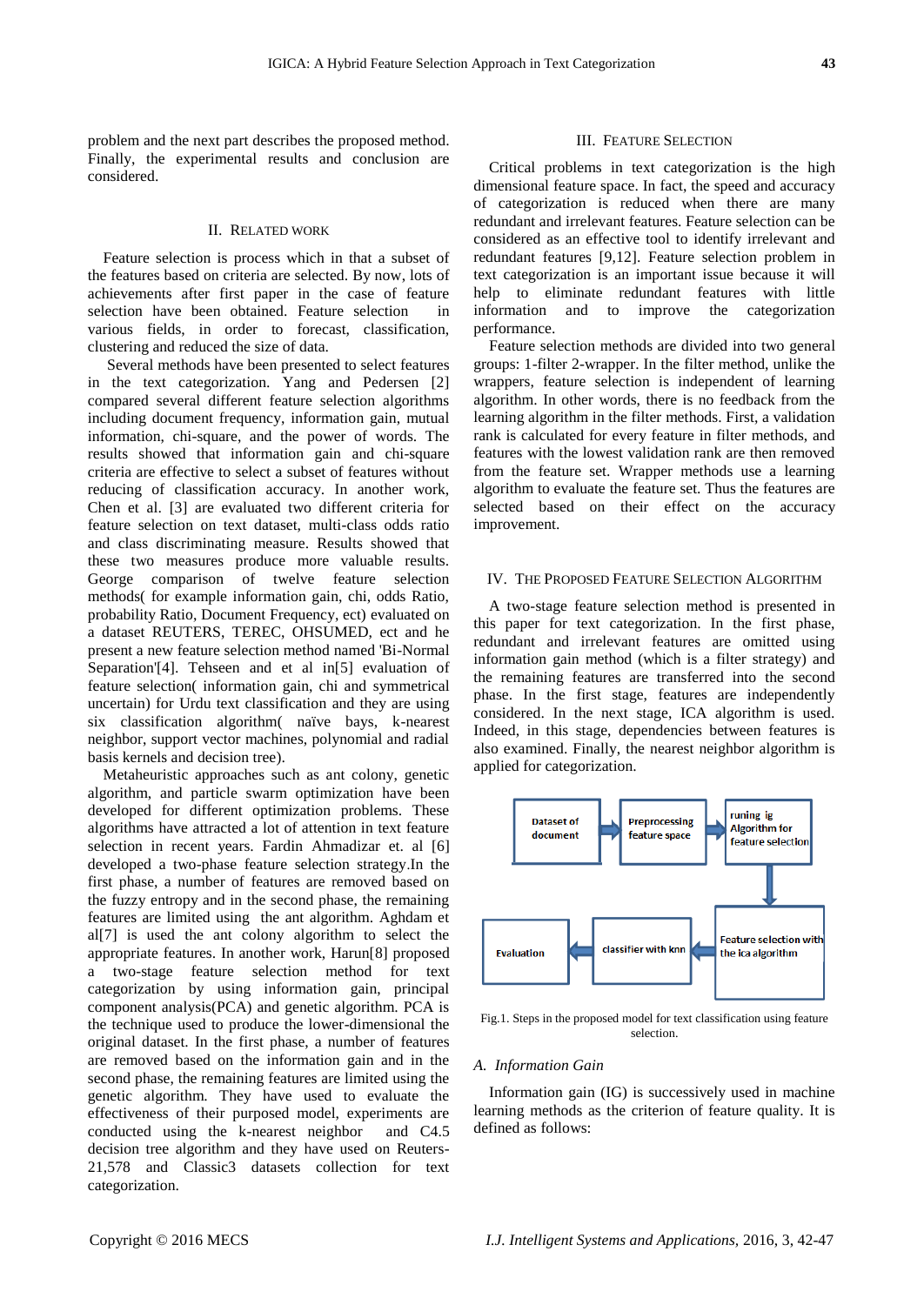problem and the next part describes the proposed method. Finally, the experimental results and conclusion are considered.

## II. Related Work

Feature selection is process which in that a subset of the features based on criteria are selected. By now, lots of achievements after first paper in the case of feature selection have been obtained. Feature selection in various fields, in order to forecast, classification, clustering and reduced the size of data.

Several methods have been presented to select features in the text categorization. Yang and Pedersen [2] compared several different feature selection algorithms including document frequency, information gain, mutual information, chi-square, and the power of words. The results showed that information gain and chi-square criteria are effective to select a subset of features without reducing of classification accuracy. In another work, Chen et al. [3] are evaluated two different criteria for feature selection on text dataset, multi-class odds ratio and class discriminating measure. Results showed that these two measures produce more valuable results. George comparison of twelve feature selection methods( for example information gain, chi, odds Ratio, probability Ratio, Document Frequency, ect) evaluated on a dataset REUTERS, TEREC, OHSUMED, ect and he present a new feature selection method named 'Bi-Normal Separation'[4]. Tehseen and et al in[5] evaluation of feature selection( information gain, chi and symmetrical uncertain) for Urdu text classification and they are using six classification algorithm( naïve bays, k-nearest neighbor, support vector machines, polynomial and radial basis kernels and decision tree).

Metaheuristic approaches such as ant colony, genetic algorithm, and particle swarm optimization have been developed for different optimization problems. These algorithms have attracted a lot of attention in text feature selection in recent years. Fardin Ahmadizar et. al [6] developed a two-phase feature selection strategy.In the first phase, a number of features are removed based on the fuzzy entropy and in the second phase, the remaining features are limited using the ant algorithm. Aghdam et al[7] is used the ant colony algorithm to select the appropriate features. In another work, Harun[8] proposed a two-stage feature selection method for text categorization by using information gain, principal component analysis(PCA) and genetic algorithm. PCA is the technique used to produce the lower-dimensional the original dataset. In the first phase, a number of features are removed based on the information gain and in the second phase, the remaining features are limited using the genetic algorithm. They have used to evaluate the effectiveness of their purposed model, experiments are conducted using the k-nearest neighbor and C4.5 decision tree algorithm and they have used on Reuters-21,578 and Classic3 datasets collection for text categorization.

## III. Feature Selection

Critical problems in text categorization is the high dimensional feature space. In fact, the speed and accuracy of categorization is reduced when there are many redundant and irrelevant features. Feature selection can be considered as an effective tool to identify irrelevant and redundant features [9,12]. Feature selection problem in text categorization is an important issue because it will help to eliminate redundant features with little information and to improve the categorization performance.

Feature selection methods are divided into two general groups: 1-filter 2-wrapper. In the filter method, unlike the wrappers, feature selection is independent of learning algorithm. In other words, there is no feedback from the learning algorithm in the filter methods. First, a validation rank is calculated for every feature in filter methods, and features with the lowest validation rank are then removed from the feature set. Wrapper methods use a learning algorithm to evaluate the feature set. Thus the features are selected based on their effect on the accuracy improvement.

## IV. The Proposed Feature Selection Algorithm

A two-stage feature selection method is presented in this paper for text categorization. In the first phase, redundant and irrelevant features are omitted using information gain method (which is a filter strategy) and the remaining features are transferred into the second phase. In the first stage, features are independently considered. In the next stage, ICA algorithm is used. Indeed, in this stage, dependencies between features is also examined. Finally, the nearest neighbor algorithm is applied for categorization.

Dataset of document → Preprocessing feature space → runing ig Algorithm for feature selection → Feature selection with the ica algorithm → classifier with knn → Evaluation

Fig.1. Steps in the proposed model for text classification using feature selection.

### A. Information Gain

Information gain (IG) is successively used in machine learning methods as the criterion of feature quality. It is defined as follows: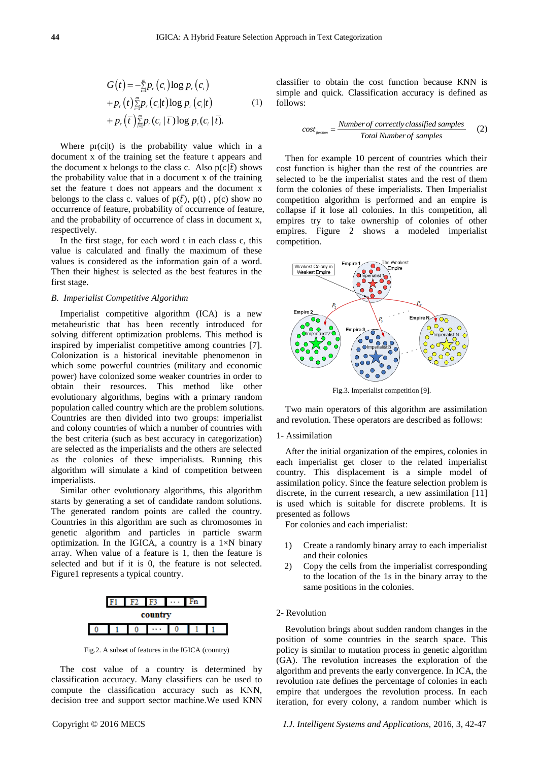$$
\begin{aligned}
G(t) &= -\sum_{i=1}^{m} p_r(c_i)\log p_r(c_i) \\
&+ p_r(t)\sum_{i=1}^{m} p_r(c_i|t)\log p_r(c_i|t) \\
&+ p_r(\bar{t})\sum_{i=1}^{m} p_r(c_i\,|\,\bar{t})\log p_r(c_i\,|\,\bar{t}).
\end{aligned} \tag{1}
$$

Where pr(ci|t) is the probability value which in a document x of the training set the feature t appears and the document x belongs to the class c. Also $p(c|\bar{t})$ shows the probability value that in a document x of the training set the feature t does not appears and the document x belongs to the class c. values of $p(\bar{t})$, p(t) , p(c) show no occurrence of feature, probability of occurrence of feature, and the probability of occurrence of class in document x, respectively.

In the first stage, for each word t in each class c, this value is calculated and finally the maximum of these values is considered as the information gain of a word. Then their highest is selected as the best features in the first stage.

### B. *Imperialist Competitive Algorithm*

Imperialist competitive algorithm (ICA) is a new metaheuristic that has been recently introduced for solving different optimization problems. This method is inspired by imperialist competitive among countries [7]. Colonization is a historical inevitable phenomenon in which some powerful countries (military and economic power) have colonized some weaker countries in order to obtain their resources. This method like other evolutionary algorithms, begins with a primary random population called country which are the problem solutions. Countries are then divided into two groups: imperialist and colony countries of which a number of countries with the best criteria (such as best accuracy in categorization) are selected as the imperialists and the others are selected as the colonies of these imperialists. Running this algorithm will simulate a kind of competition between imperialists.

Similar other evolutionary algorithms, this algorithm starts by generating a set of candidate random solutions. The generated random points are called the country. Countries in this algorithm are such as chromosomes in genetic algorithm and particles in particle swarm optimization. In the IGICA, a country is a 1×N binary array. When value of a feature is 1, then the feature is selected and but if it is 0, the feature is not selected. Figure1 represents a typical country.

| F1 | F2 | F3 | ··· | Fn |
|---|---|---|---|---|

**country**

| 0 | 1 | 0 | ··· | 0 | 1 | 1 |
|---|---|---|---|---|---|---|

Fig.2. A subset of features in the IGICA (country)

The cost value of a country is determined by classification accuracy. Many classifiers can be used to compute the classification accuracy such as KNN, decision tree and support sector machine.We used KNN classifier to obtain the cost function because KNN is simple and quick. Classification accuracy is defined as follows:

$$
cost_{function} = \frac{\textit{Number of correctly classified samples}}{\textit{Total Number of samples}} \tag{2}
$$

Then for example 10 percent of countries which their cost function is higher than the rest of the countries are selected to be the imperialist states and the rest of them form the colonies of these imperialists. Then Imperialist competition algorithm is performed and an empire is collapse if it lose all colonies. In this competition, all empires try to take ownership of colonies of other empires. Figure 2 shows a modeled imperialist competition.

Fig.3. Imperialist competition [9].

Two main operators of this algorithm are assimilation and revolution. These operators are described as follows:

1- Assimilation

After the initial organization of the empires, colonies in each imperialist get closer to the related imperialist country. This displacement is a simple model of assimilation policy. Since the feature selection problem is discrete, in the current research, a new assimilation [11] is used which is suitable for discrete problems. It is presented as follows

For colonies and each imperialist:

1) Create a randomly binary array to each imperialist and their colonies
2) Copy the cells from the imperialist corresponding to the location of the 1s in the binary array to the same positions in the colonies.

2- Revolution

Revolution brings about sudden random changes in the position of some countries in the search space. This policy is similar to mutation process in genetic algorithm (GA). The revolution increases the exploration of the algorithm and prevents the early convergence. In ICA, the revolution rate defines the percentage of colonies in each empire that undergoes the revolution process. In each iteration, for every colony, a random number which is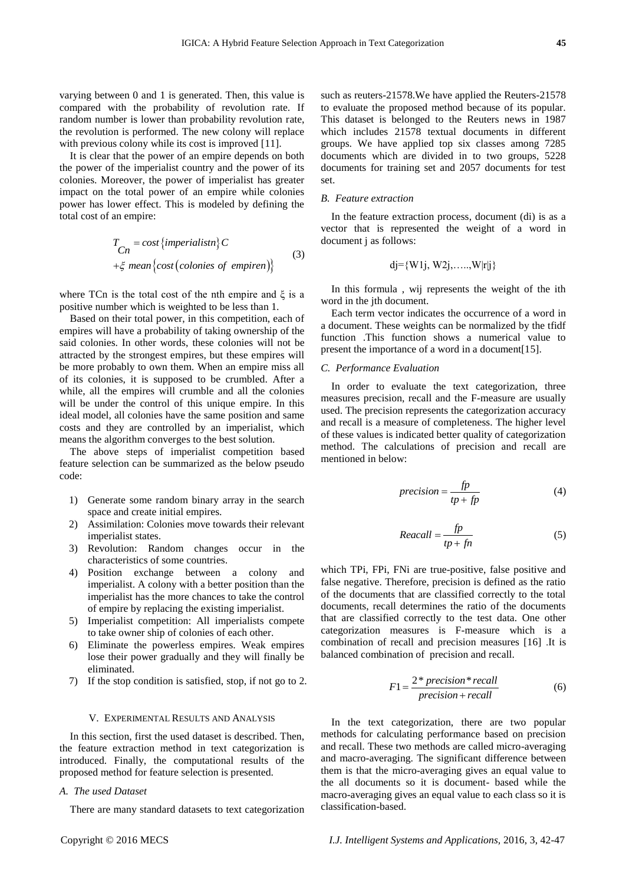varying between 0 and 1 is generated. Then, this value is compared with the probability of revolution rate. If random number is lower than probability revolution rate, the revolution is performed. The new colony will replace with previous colony while its cost is improved [11].

It is clear that the power of an empire depends on both the power of the imperialist country and the power of its colonies. Moreover, the power of imperialist has greater impact on the total power of an empire while colonies power has lower effect. This is modeled by defining the total cost of an empire:

$$T_{Cn} = cost\{imperialistn\}C + \xi \ mean\{cost(colonies \ of \ empiren)\} \quad (3)$$

where TCn is the total cost of the nth empire and ξ is a positive number which is weighted to be less than 1.

Based on their total power, in this competition, each of empires will have a probability of taking ownership of the said colonies. In other words, these colonies will not be attracted by the strongest empires, but these empires will be more probably to own them. When an empire miss all of its colonies, it is supposed to be crumbled. After a while, all the empires will crumble and all the colonies will be under the control of this unique empire. In this ideal model, all colonies have the same position and same costs and they are controlled by an imperialist, which means the algorithm converges to the best solution.

The above steps of imperialist competition based feature selection can be summarized as the below pseudo code:

1) Generate some random binary array in the search space and create initial empires.
2) Assimilation: Colonies move towards their relevant imperialist states.
3) Revolution: Random changes occur in the characteristics of some countries.
4) Position exchange between a colony and imperialist. A colony with a better position than the imperialist has the more chances to take the control of empire by replacing the existing imperialist.
5) Imperialist competition: All imperialists compete to take owner ship of colonies of each other.
6) Eliminate the powerless empires. Weak empires lose their power gradually and they will finally be eliminated.
7) If the stop condition is satisfied, stop, if not go to 2.

## V. Experimental Results and Analysis

In this section, first the used dataset is described. Then, the feature extraction method in text categorization is introduced. Finally, the computational results of the proposed method for feature selection is presented.

### *A. The used Dataset*

There are many standard datasets to text categorization such as reuters-21578.We have applied the Reuters-21578 to evaluate the proposed method because of its popular. This dataset is belonged to the Reuters news in 1987 which includes 21578 textual documents in different groups. We have applied top six classes among 7285 documents which are divided in to two groups, 5228 documents for training set and 2057 documents for test set.

### *B. Feature extraction*

In the feature extraction process, document (di) is as a vector that is represented the weight of a word in document j as follows:

$$dj=\{W1j, W2j, \ldots, W|r|j\}$$

In this formula , wij represents the weight of the ith word in the jth document.

Each term vector indicates the occurrence of a word in a document. These weights can be normalized by the tfidf function .This function shows a numerical value to present the importance of a word in a document[15].

### *C. Performance Evaluation*

In order to evaluate the text categorization, three measures precision, recall and the F-measure are usually used. The precision represents the categorization accuracy and recall is a measure of completeness. The higher level of these values is indicated better quality of categorization method. The calculations of precision and recall are mentioned in below:

$$precision = \frac{fp}{tp + fp} \quad (4)$$

$$Reacall = \frac{fp}{tp + fn} \quad (5)$$

which TPi, FPi, FNi are true-positive, false positive and false negative. Therefore, precision is defined as the ratio of the documents that are classified correctly to the total documents, recall determines the ratio of the documents that are classified correctly to the test data. One other categorization measures is F-measure which is a combination of recall and precision measures [16] .It is balanced combination of precision and recall.

$$F1 = \frac{2 * precision * recall}{precision + recall} \quad (6)$$

In the text categorization, there are two popular methods for calculating performance based on precision and recall. These two methods are called micro-averaging and macro-averaging. The significant difference between them is that the micro-averaging gives an equal value to the all documents so it is document- based while the macro-averaging gives an equal value to each class so it is classification-based.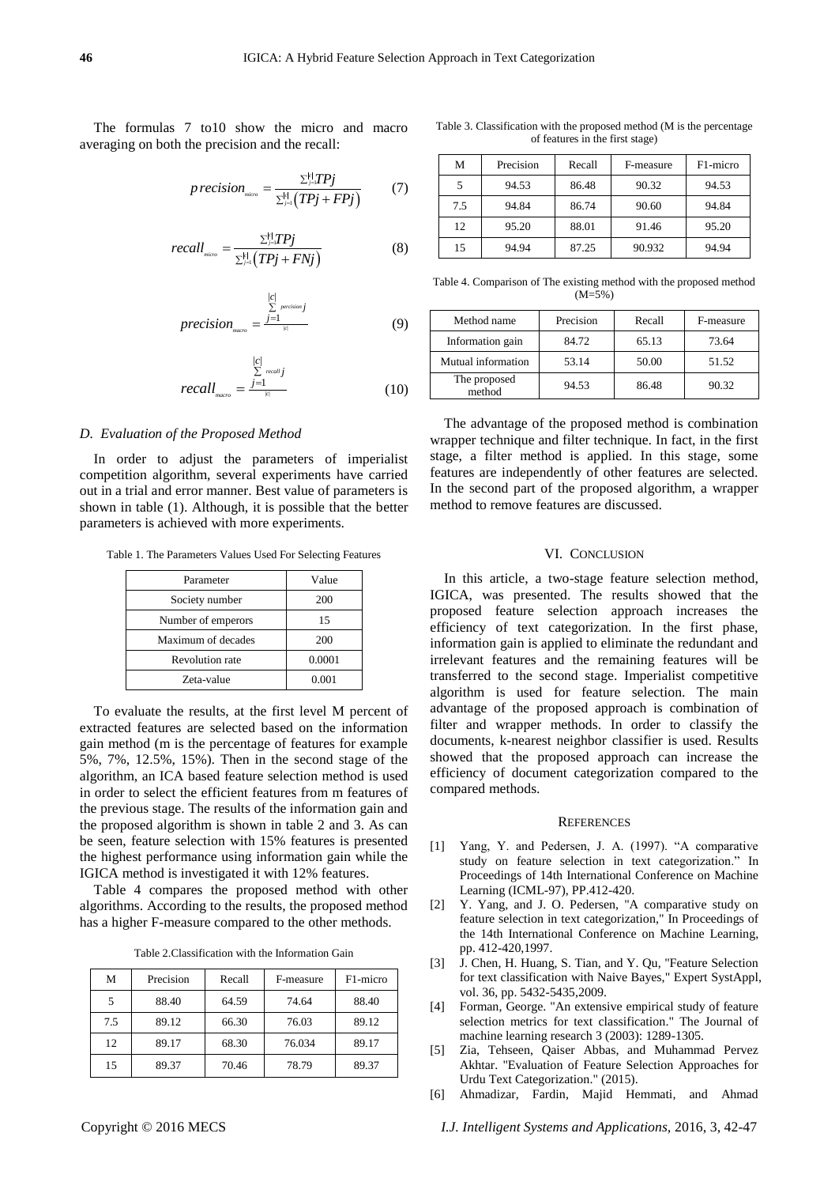The formulas 7 to10 show the micro and macro averaging on both the precision and the recall:

$$precision_{micro} = \frac{\sum_{j=1}^{|c|} TPj}{\sum_{j=1}^{|c|} (TPj + FPj)} \qquad (7)$$

$$recall_{micro} = \frac{\sum_{j=1}^{|c|} TPj}{\sum_{j=1}^{|c|} (TPj + FNj)} \qquad (8)$$

$$precision_{macro} = \frac{\sum_{j=1}^{|c|} percision_j}{|c|} \qquad (9)$$

$$recall_{macro} = \frac{\sum_{j=1}^{|c|} recall_j}{|c|} \qquad (10)$$

### *D. Evaluation of the Proposed Method*

In order to adjust the parameters of imperialist competition algorithm, several experiments have carried out in a trial and error manner. Best value of parameters is shown in table (1). Although, it is possible that the better parameters is achieved with more experiments.

Table 1. The Parameters Values Used For Selecting Features

| Parameter | Value |
|---|---|
| Society number | 200 |
| Number of emperors | 15 |
| Maximum of decades | 200 |
| Revolution rate | 0.0001 |
| Zeta-value | 0.001 |

To evaluate the results, at the first level M percent of extracted features are selected based on the information gain method (m is the percentage of features for example 5%, 7%, 12.5%, 15%). Then in the second stage of the algorithm, an ICA based feature selection method is used in order to select the efficient features from m features of the previous stage. The results of the information gain and the proposed algorithm is shown in table 2 and 3. As can be seen, feature selection with 15% features is presented the highest performance using information gain while the IGICA method is investigated it with 12% features.

Table 4 compares the proposed method with other algorithms. According to the results, the proposed method has a higher F-measure compared to the other methods.

Table 2.Classification with the Information Gain

| M | Precision | Recall | F-measure | F1-micro |
|---|---|---|---|---|
| 5 | 88.40 | 64.59 | 74.64 | 88.40 |
| 7.5 | 89.12 | 66.30 | 76.03 | 89.12 |
| 12 | 89.17 | 68.30 | 76.034 | 89.17 |
| 15 | 89.37 | 70.46 | 78.79 | 89.37 |

Table 3. Classification with the proposed method (M is the percentage of features in the first stage)

| M | Precision | Recall | F-measure | F1-micro |
|---|---|---|---|---|
| 5 | 94.53 | 86.48 | 90.32 | 94.53 |
| 7.5 | 94.84 | 86.74 | 90.60 | 94.84 |
| 12 | 95.20 | 88.01 | 91.46 | 95.20 |
| 15 | 94.94 | 87.25 | 90.932 | 94.94 |

Table 4. Comparison of The existing method with the proposed method (M=5%)

| Method name | Precision | Recall | F-measure |
|---|---|---|---|
| Information gain | 84.72 | 65.13 | 73.64 |
| Mutual information | 53.14 | 50.00 | 51.52 |
| The proposed method | 94.53 | 86.48 | 90.32 |

The advantage of the proposed method is combination wrapper technique and filter technique. In fact, in the first stage, a filter method is applied. In this stage, some features are independently of other features are selected. In the second part of the proposed algorithm, a wrapper method to remove features are discussed.

## VI. Conclusion

In this article, a two-stage feature selection method, IGICA, was presented. The results showed that the proposed feature selection approach increases the efficiency of text categorization. In the first phase, information gain is applied to eliminate the redundant and irrelevant features and the remaining features will be transferred to the second stage. Imperialist competitive algorithm is used for feature selection. The main advantage of the proposed approach is combination of filter and wrapper methods. In order to classify the documents, k-nearest neighbor classifier is used. Results showed that the proposed approach can increase the efficiency of document categorization compared to the compared methods.

## References

[1] Yang, Y. and Pedersen, J. A. (1997). "A comparative study on feature selection in text categorization." In Proceedings of 14th International Conference on Machine Learning (ICML-97), PP.412-420.

[2] Y. Yang, and J. O. Pedersen, "A comparative study on feature selection in text categorization," In Proceedings of the 14th International Conference on Machine Learning, pp. 412-420,1997.

[3] J. Chen, H. Huang, S. Tian, and Y. Qu, "Feature Selection for text classification with Naive Bayes," Expert SystAppl, vol. 36, pp. 5432-5435,2009.

[4] Forman, George. "An extensive empirical study of feature selection metrics for text classification." The Journal of machine learning research 3 (2003): 1289-1305.

[5] Zia, Tehseen, Qaiser Abbas, and Muhammad Pervez Akhtar. "Evaluation of Feature Selection Approaches for Urdu Text Categorization." (2015).

[6] Ahmadizar, Fardin, Majid Hemmati, and Ahmad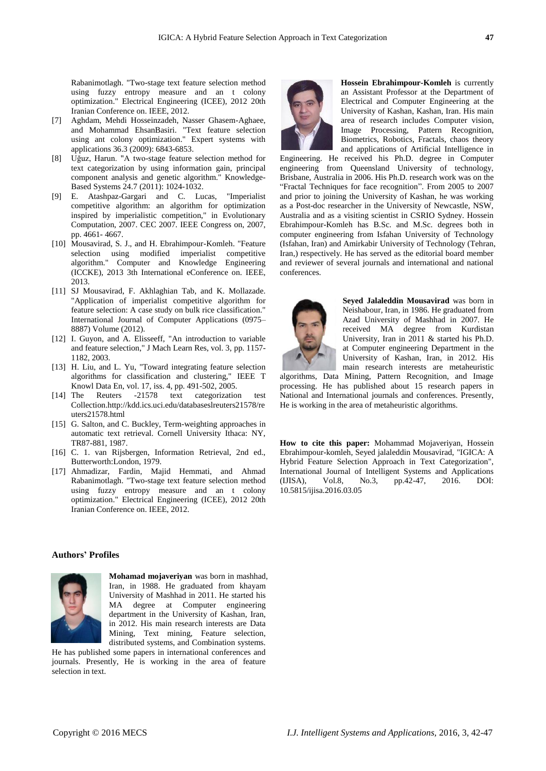Rabanimotlagh. "Two-stage text feature selection method using fuzzy entropy measure and an t colony optimization." Electrical Engineering (ICEE), 2012 20th Iranian Conference on. IEEE, 2012.

[7] Aghdam, Mehdi Hosseinzadeh, Nasser Ghasem-Aghaee, and Mohammad EhsanBasiri. "Text feature selection using ant colony optimization." Expert systems with applications 36.3 (2009): 6843-6853.

[8] Uğuz, Harun. "A two-stage feature selection method for text categorization by using information gain, principal component analysis and genetic algorithm." Knowledge-Based Systems 24.7 (2011): 1024-1032.

[9] E. Atashpaz-Gargari and C. Lucas, "Imperialist competitive algorithm: an algorithm for optimization inspired by imperialistic competition," in Evolutionary Computation, 2007. CEC 2007. IEEE Congress on, 2007, pp. 4661- 4667.

[10] Mousavirad, S. J., and H. Ebrahimpour-Komleh. "Feature selection using modified imperialist competitive algorithm." Computer and Knowledge Engineering (ICCKE), 2013 3th International eConference on. IEEE, 2013.

[11] SJ Mousavirad, F. Akhlaghian Tab, and K. Mollazade. "Application of imperialist competitive algorithm for feature selection: A case study on bulk rice classification." International Journal of Computer Applications (0975–8887) Volume (2012).

[12] I. Guyon, and A. Elisseeff, "An introduction to variable and feature selection," J Mach Learn Res, vol. 3, pp. 1157-1182, 2003.

[13] H. Liu, and L. Yu, "Toward integrating feature selection algorithms for classification and clustering," IEEE T Knowl Data En, vol. 17, iss. 4, pp. 491-502, 2005.

[14] The Reuters -21578 text categorization test Collection.http://kdd.ics.uci.edu/databaseslreuters21578/reuters21578.html

[15] G. Salton, and C. Buckley, Term-weighting approaches in automatic text retrieval. Cornell University Ithaca: NY, TR87-881, 1987.

[16] C. 1. van Rijsbergen, Information Retrieval, 2nd ed., Butterworth:London, 1979.

[17] Ahmadizar, Fardin, Majid Hemmati, and Ahmad Rabanimotlagh. "Two-stage text feature selection method using fuzzy entropy measure and an t colony optimization." Electrical Engineering (ICEE), 2012 20th Iranian Conference on. IEEE, 2012.

## Authors' Profiles

**Mohamad mojaveriyan** was born in mashhad, Iran, in 1988. He graduated from khayam University of Mashhad in 2011. He started his MA degree at Computer engineering department in the University of Kashan, Iran, in 2012. His main research interests are Data Mining, Text mining, Feature selection, distributed systems, and Combination systems. He has published some papers in international conferences and journals. Presently, He is working in the area of feature selection in text.

**Hossein Ebrahimpour-Komleh** is currently an Assistant Professor at the Department of Electrical and Computer Engineering at the University of Kashan, Kashan, Iran. His main area of research includes Computer vision, Image Processing, Pattern Recognition, Biometrics, Robotics, Fractals, chaos theory and applications of Artificial Intelligence in Engineering. He received his Ph.D. degree in Computer engineering from Queensland University of technology, Brisbane, Australia in 2006. His Ph.D. research work was on the "Fractal Techniques for face recognition". From 2005 to 2007 and prior to joining the University of Kashan, he was working as a Post-doc researcher in the University of Newcastle, NSW, Australia and as a visiting scientist in CSRIO Sydney. Hossein Ebrahimpour-Komleh has B.Sc. and M.Sc. degrees both in computer engineering from Isfahan University of Technology (Isfahan, Iran) and Amirkabir University of Technology (Tehran, Iran,) respectively. He has served as the editorial board member and reviewer of several journals and international and national conferences.

**Seyed Jalaleddin Mousavirad** was born in Neishabour, Iran, in 1986. He graduated from Azad University of Mashhad in 2007. He received MA degree from Kurdistan University, Iran in 2011 & started his Ph.D. at Computer engineering Department in the University of Kashan, Iran, in 2012. His main research interests are metaheuristic algorithms, Data Mining, Pattern Recognition, and Image processing. He has published about 15 research papers in National and International journals and conferences. Presently, He is working in the area of metaheuristic algorithms.

**How to cite this paper:** Mohammad Mojaveriyan, Hossein Ebrahimpour-komleh, Seyed jalaleddin Mousavirad, "IGICA: A Hybrid Feature Selection Approach in Text Categorization", International Journal of Intelligent Systems and Applications (IJISA), Vol.8, No.3, pp.42-47, 2016. DOI: 10.5815/ijisa.2016.03.05